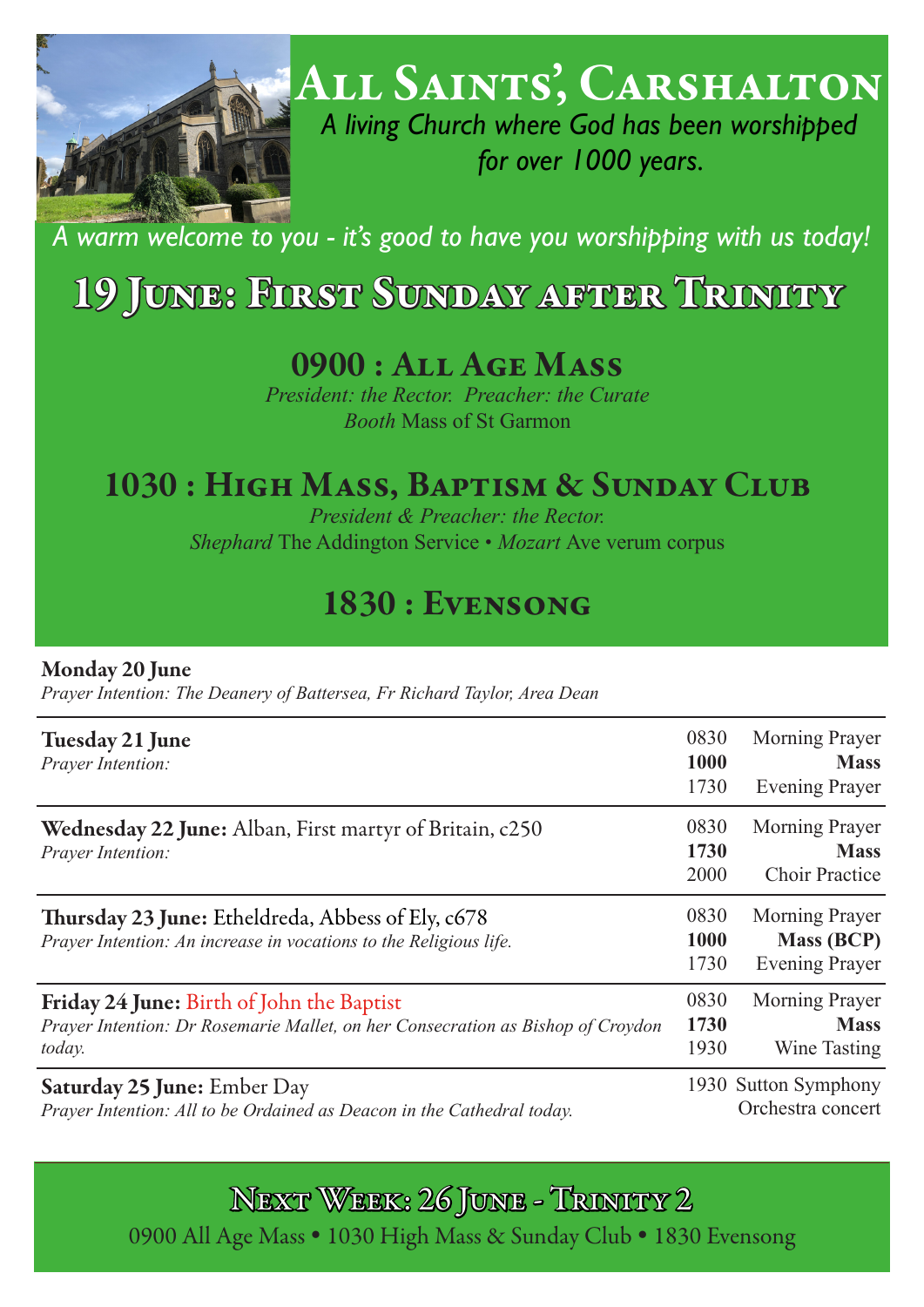# All Saints', Carshalton

*A living Church where God has been worshipped for over 1000 years.*

*A warm welcome to you - it's good to have you worshipping with us today!*

# 19 June: First Sunday after Trinity

## 0900 : All Age Mass

*President: the Rector. Preacher: the Curate*
*Booth* Mass of St Garmon

## 1030 : High Mass, Baptism & Sunday Club

*President & Preacher: the Rector.*
*Shephard* The Addington Service • *Mozart* Ave verum corpus

## 1830 : Evensong

**Monday 20 June**
*Prayer Intention: The Deanery of Battersea, Fr Richard Taylor, Area Dean*

| Day | Time | Service |
|---|---|---|
| **Tuesday 21 June**<br>*Prayer Intention:* | 0830<br>**1000**<br>1730 | Morning Prayer<br>**Mass**<br>Evening Prayer |
| **Wednesday 22 June:** Alban, First martyr of Britain, c250<br>*Prayer Intention:* | 0830<br>**1730**<br>2000 | Morning Prayer<br>**Mass**<br>Choir Practice |
| **Thursday 23 June:** Etheldreda, Abbess of Ely, c678<br>*Prayer Intention: An increase in vocations to the Religious life.* | 0830<br>**1000**<br>1730 | Morning Prayer<br>**Mass (BCP)**<br>Evening Prayer |
| **Friday 24 June:** Birth of John the Baptist<br>*Prayer Intention: Dr Rosemarie Mallet, on her Consecration as Bishop of Croydon today.* | 0830<br>**1730**<br>1930 | Morning Prayer<br>**Mass**<br>Wine Tasting |
| **Saturday 25 June:** Ember Day<br>*Prayer Intention: All to be Ordained as Deacon in the Cathedral today.* | 1930 | Sutton Symphony Orchestra concert |

## Next Week: 26 June - Trinity 2

0900 All Age Mass • 1030 High Mass & Sunday Club • 1830 Evensong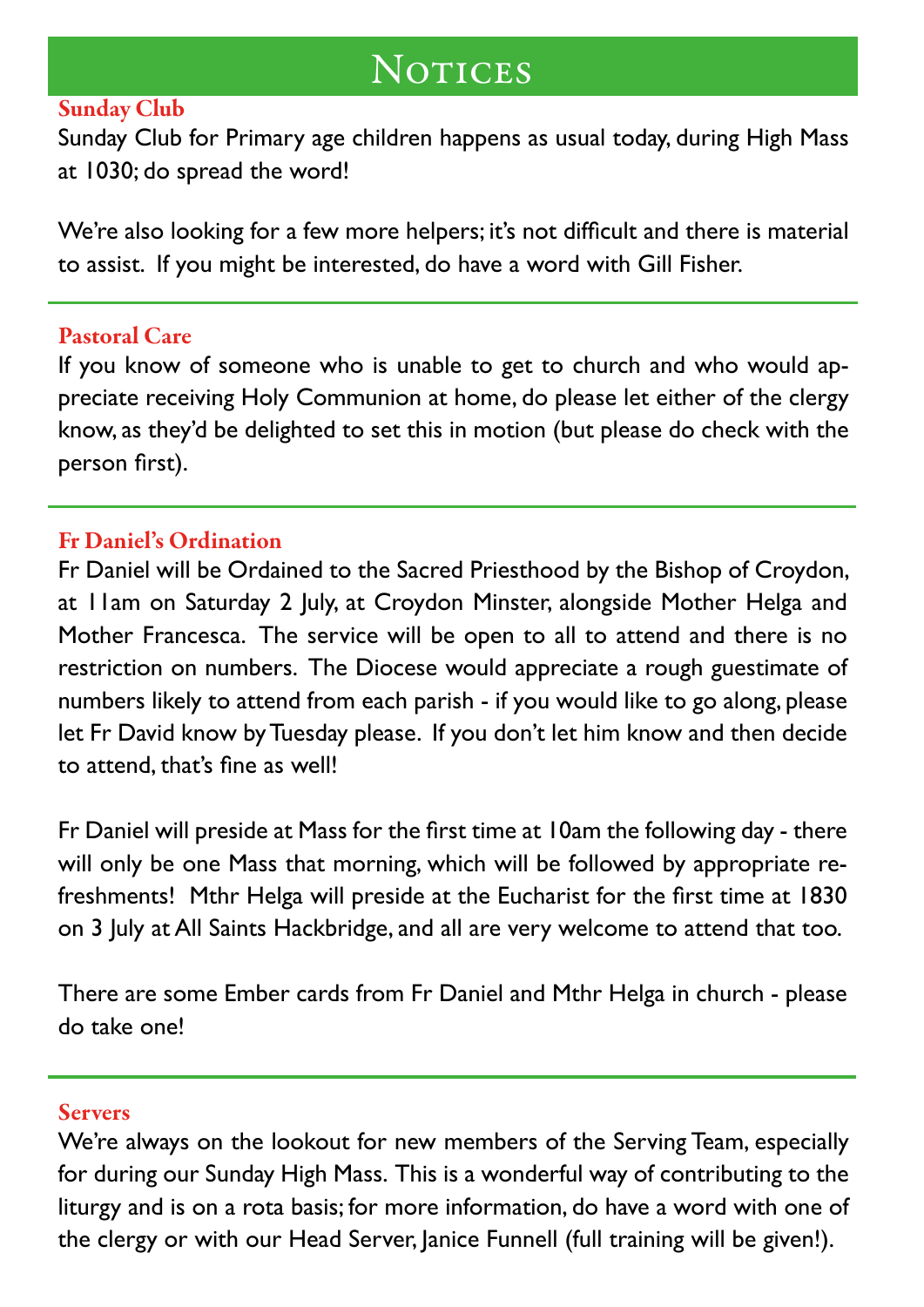# Notices

## Sunday Club

Sunday Club for Primary age children happens as usual today, during High Mass at 1030; do spread the word!

We're also looking for a few more helpers; it's not difficult and there is material to assist. If you might be interested, do have a word with Gill Fisher.

## Pastoral Care

If you know of someone who is unable to get to church and who would appreciate receiving Holy Communion at home, do please let either of the clergy know, as they'd be delighted to set this in motion (but please do check with the person first).

## Fr Daniel's Ordination

Fr Daniel will be Ordained to the Sacred Priesthood by the Bishop of Croydon, at 11am on Saturday 2 July, at Croydon Minster, alongside Mother Helga and Mother Francesca. The service will be open to all to attend and there is no restriction on numbers. The Diocese would appreciate a rough guestimate of numbers likely to attend from each parish - if you would like to go along, please let Fr David know by Tuesday please. If you don't let him know and then decide to attend, that's fine as well!

Fr Daniel will preside at Mass for the first time at 10am the following day - there will only be one Mass that morning, which will be followed by appropriate refreshments! Mthr Helga will preside at the Eucharist for the first time at 1830 on 3 July at All Saints Hackbridge, and all are very welcome to attend that too.

There are some Ember cards from Fr Daniel and Mthr Helga in church - please do take one!

## Servers

We're always on the lookout for new members of the Serving Team, especially for during our Sunday High Mass. This is a wonderful way of contributing to the liturgy and is on a rota basis; for more information, do have a word with one of the clergy or with our Head Server, Janice Funnell (full training will be given!).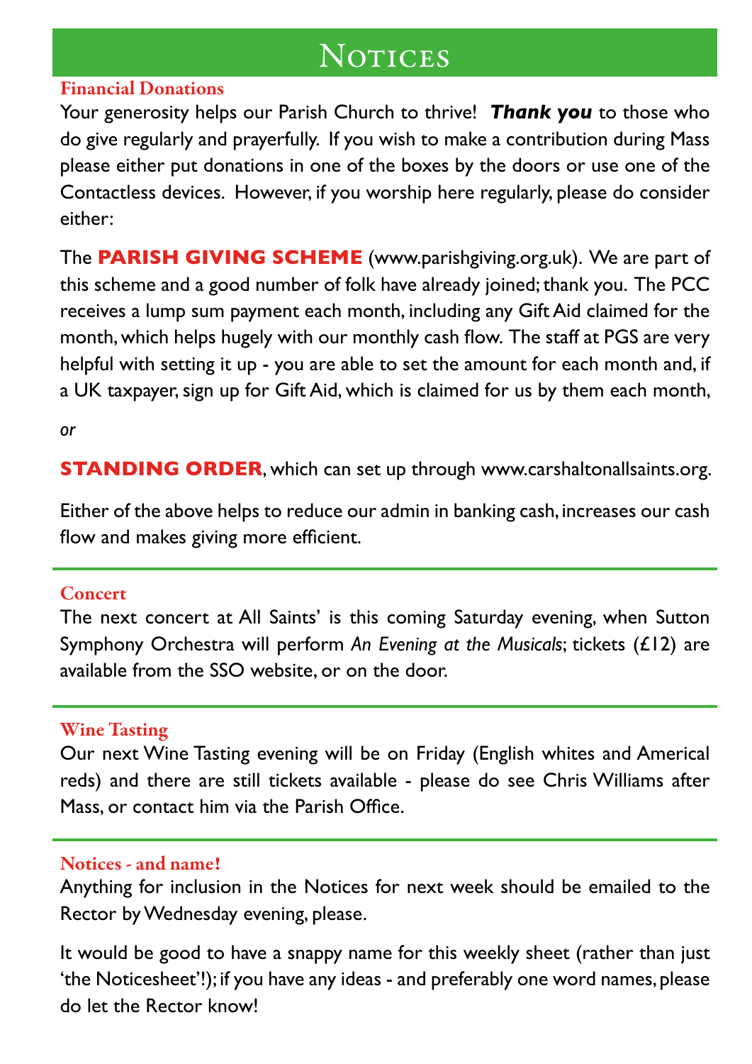# Notices

### Financial Donations

Your generosity helps our Parish Church to thrive! ***Thank you*** to those who do give regularly and prayerfully. If you wish to make a contribution during Mass please either put donations in one of the boxes by the doors or use one of the Contactless devices. However, if you worship here regularly, please do consider either:

The **PARISH GIVING SCHEME** (www.parishgiving.org.uk). We are part of this scheme and a good number of folk have already joined; thank you. The PCC receives a lump sum payment each month, including any Gift Aid claimed for the month, which helps hugely with our monthly cash flow. The staff at PGS are very helpful with setting it up - you are able to set the amount for each month and, if a UK taxpayer, sign up for Gift Aid, which is claimed for us by them each month,

*or*

**STANDING ORDER**, which can set up through www.carshaltonallsaints.org.

Either of the above helps to reduce our admin in banking cash, increases our cash flow and makes giving more efficient.

---

### Concert

The next concert at All Saints' is this coming Saturday evening, when Sutton Symphony Orchestra will perform *An Evening at the Musicals*; tickets (£12) are available from the SSO website, or on the door.

---

### Wine Tasting

Our next Wine Tasting evening will be on Friday (English whites and Americal reds) and there are still tickets available - please do see Chris Williams after Mass, or contact him via the Parish Office.

---

### Notices - and name!

Anything for inclusion in the Notices for next week should be emailed to the Rector by Wednesday evening, please.

It would be good to have a snappy name for this weekly sheet (rather than just 'the Noticesheet'!); if you have any ideas - and preferably one word names, please do let the Rector know!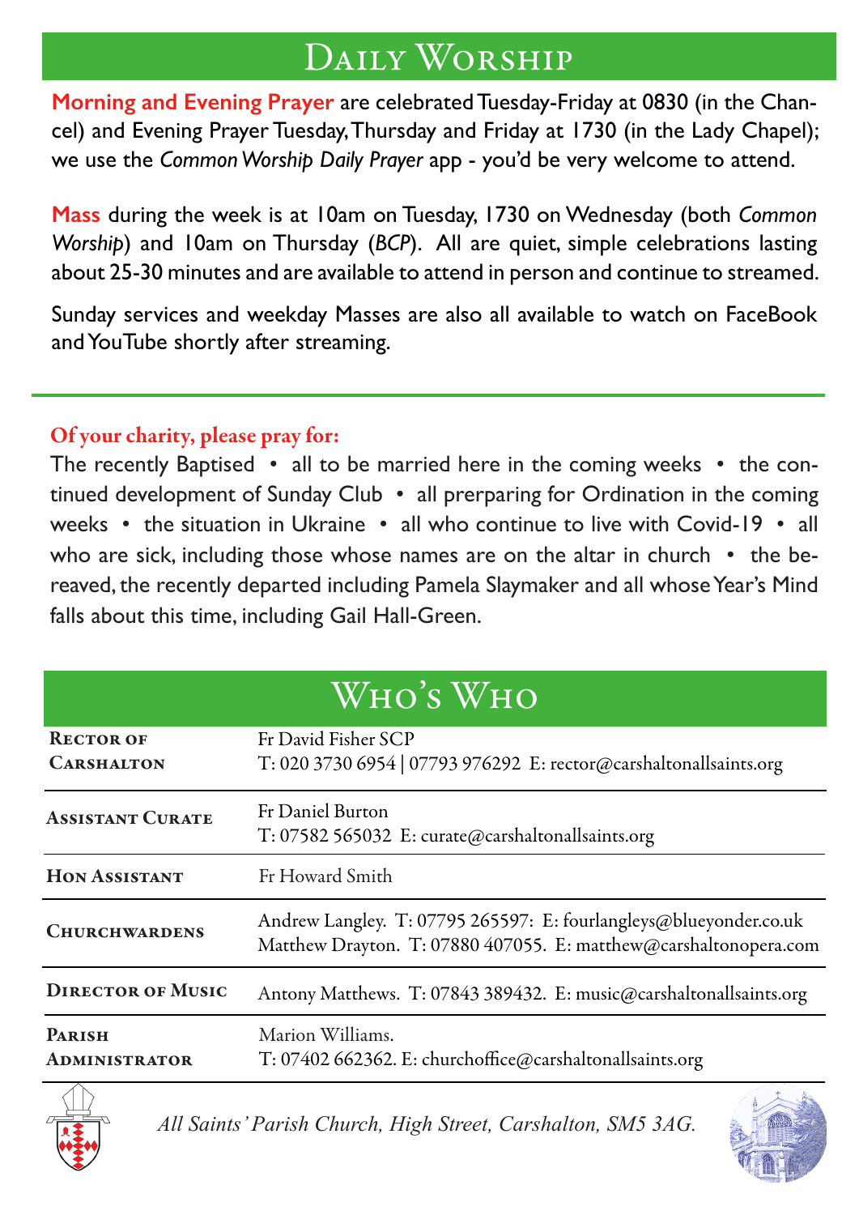# Daily Worship

**Morning and Evening Prayer** are celebrated Tuesday-Friday at 0830 (in the Chancel) and Evening Prayer Tuesday, Thursday and Friday at 1730 (in the Lady Chapel); we use the *Common Worship Daily Prayer* app - you'd be very welcome to attend.

**Mass** during the week is at 10am on Tuesday, 1730 on Wednesday (both *Common Worship*) and 10am on Thursday (*BCP*). All are quiet, simple celebrations lasting about 25-30 minutes and are available to attend in person and continue to streamed.

Sunday services and weekday Masses are also all available to watch on FaceBook and YouTube shortly after streaming.

**Of your charity, please pray for:**

The recently Baptised • all to be married here in the coming weeks • the continued development of Sunday Club • all prerparing for Ordination in the coming weeks • the situation in Ukraine • all who continue to live with Covid-19 • all who are sick, including those whose names are on the altar in church • the bereaved, the recently departed including Pamela Slaymaker and all whose Year's Mind falls about this time, including Gail Hall-Green.

# Who's Who

| | |
|---|---|
| **Rector of Carshalton** | Fr David Fisher SCP<br>T: 020 3730 6954 \| 07793 976292 E: rector@carshaltonallsaints.org |
| **Assistant Curate** | Fr Daniel Burton<br>T: 07582 565032 E: curate@carshaltonallsaints.org |
| **Hon Assistant** | Fr Howard Smith |
| **Churchwardens** | Andrew Langley. T: 07795 265597: E: fourlangleys@blueyonder.co.uk<br>Matthew Drayton. T: 07880 407055. E: matthew@carshaltonopera.com |
| **Director of Music** | Antony Matthews. T: 07843 389432. E: music@carshaltonallsaints.org |
| **Parish Administrator** | Marion Williams.<br>T: 07402 662362. E: churchoffice@carshaltonallsaints.org |

*All Saints' Parish Church, High Street, Carshalton, SM5 3AG.*